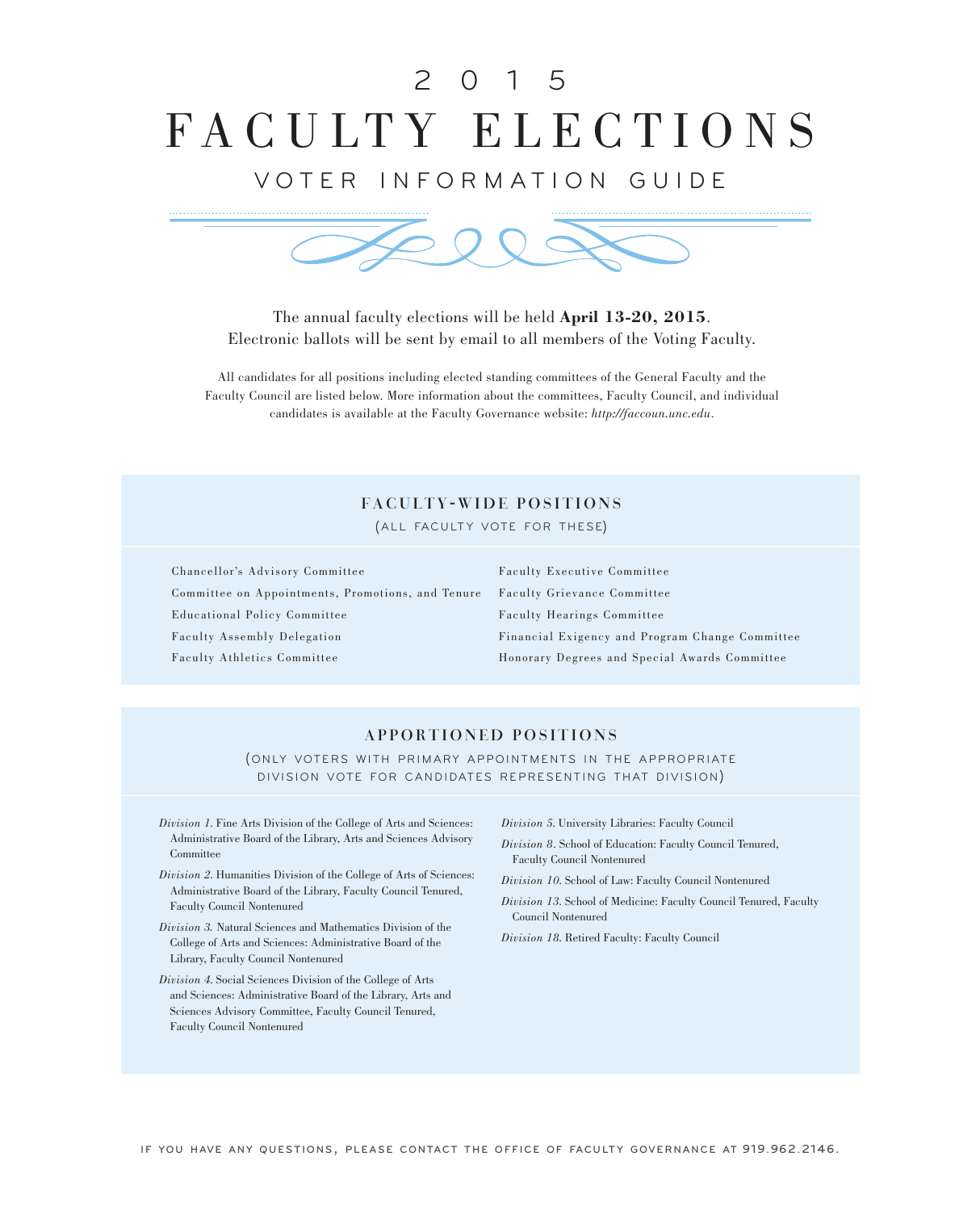# 2015 FACULTY ELECTIONS

## VOTER INFORMATION GUIDE

The annual faculty elections will be held **April 13-20, 2015**.
Electronic ballots will be sent by email to all members of the Voting Faculty.

All candidates for all positions including elected standing committees of the General Faculty and the Faculty Council are listed below. More information about the committees, Faculty Council, and individual candidates is available at the Faculty Governance website: *http://faccoun.unc.edu*.

## FACULTY-WIDE POSITIONS

(ALL FACULTY VOTE FOR THESE)

- Chancellor's Advisory Committee
- Committee on Appointments, Promotions, and Tenure
- Educational Policy Committee
- Faculty Assembly Delegation
- Faculty Athletics Committee
- Faculty Executive Committee
- Faculty Grievance Committee
- Faculty Hearings Committee
- Financial Exigency and Program Change Committee
- Honorary Degrees and Special Awards Committee

## APPORTIONED POSITIONS

(ONLY VOTERS WITH PRIMARY APPOINTMENTS IN THE APPROPRIATE DIVISION VOTE FOR CANDIDATES REPRESENTING THAT DIVISION)

*Division 1.* Fine Arts Division of the College of Arts and Sciences: Administrative Board of the Library, Arts and Sciences Advisory Committee

*Division 2.* Humanities Division of the College of Arts of Sciences: Administrative Board of the Library, Faculty Council Tenured, Faculty Council Nontenured

*Division 3.* Natural Sciences and Mathematics Division of the College of Arts and Sciences: Administrative Board of the Library, Faculty Council Nontenured

*Division 4.* Social Sciences Division of the College of Arts and Sciences: Administrative Board of the Library, Arts and Sciences Advisory Committee, Faculty Council Tenured, Faculty Council Nontenured

*Division 5.* University Libraries: Faculty Council

*Division 8.* School of Education: Faculty Council Tenured, Faculty Council Nontenured

*Division 10.* School of Law: Faculty Council Nontenured

*Division 13.* School of Medicine: Faculty Council Tenured, Faculty Council Nontenured

*Division 18.* Retired Faculty: Faculty Council

IF YOU HAVE ANY QUESTIONS, PLEASE CONTACT THE OFFICE OF FACULTY GOVERNANCE AT 919.962.2146.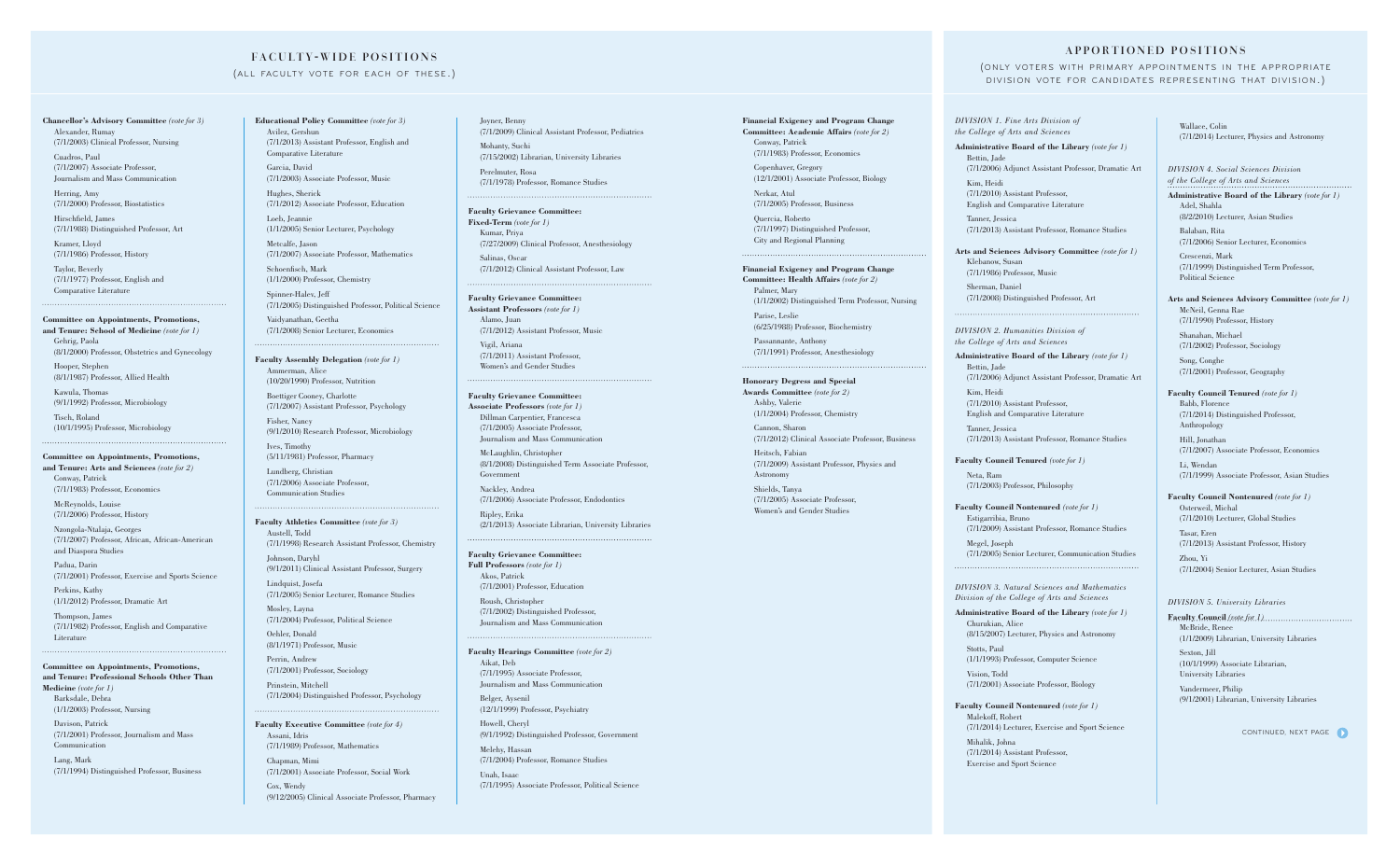## FACULTY-WIDE POSITIONS

(ALL FACULTY VOTE FOR EACH OF THESE.)

**Chancellor's Advisory Committee** *(vote for 3)*

Alexander, Rumay
(7/1/2003) Clinical Professor, Nursing

Cuadros, Paul
(7/1/2007) Associate Professor, Journalism and Mass Communication

Herring, Amy
(7/1/2000) Professor, Biostatistics

Hirschfield, James
(7/1/1988) Distinguished Professor, Art

Kramer, Lloyd
(7/1/1986) Professor, History

Taylor, Beverly
(7/1/1977) Professor, English and Comparative Literature

**Committee on Appointments, Promotions, and Tenure: School of Medicine** *(vote for 1)*

Gehrig, Paola
(8/1/2000) Professor, Obstetrics and Gynecology

Hooper, Stephen
(8/1/1987) Professor, Allied Health

Kawula, Thomas
(9/1/1992) Professor, Microbiology

Tisch, Roland
(10/1/1995) Professor, Microbiology

**Committee on Appointments, Promotions, and Tenure: Arts and Sciences** *(vote for 2)*

Conway, Patrick
(7/1/1983) Professor, Economics

McReynolds, Louise
(7/1/2006) Professor, History

Nzongola-Ntalaja, Georges
(7/1/2007) Professor, African, African-American and Diaspora Studies

Padua, Darin
(7/1/2001) Professor, Exercise and Sports Science

Perkins, Kathy
(1/1/2012) Professor, Dramatic Art

Thompson, James
(7/1/1982) Professor, English and Comparative Literature

**Committee on Appointments, Promotions, and Tenure: Professional Schools Other Than Medicine** *(vote for 1)*

Barksdale, Debra
(1/1/2003) Professor, Nursing

Davison, Patrick
(7/1/2001) Professor, Journalism and Mass Communication

Lang, Mark
(7/1/1994) Distinguished Professor, Business

**Educational Policy Committee** *(vote for 3)*

Avilez, Gershun
(7/1/2013) Assistant Professor, English and Comparative Literature

Garcia, David
(7/1/2003) Associate Professor, Music

Hughes, Sherick
(7/1/2012) Associate Professor, Education

Loeb, Jeannie
(1/1/2005) Senior Lecturer, Psychology

Metcalfe, Jason
(7/1/2007) Associate Professor, Mathematics

Schoenfisch, Mark
(1/1/2000) Professor, Chemistry

Spinner-Halev, Jeff
(7/1/2005) Distinguished Professor, Political Science

Vaidyanathan, Geetha
(7/1/2008) Senior Lecturer, Economics

**Faculty Assembly Delegation** *(vote for 1)*

Ammerman, Alice
(10/20/1990) Professor, Nutrition

Boettiger Cooney, Charlotte
(7/1/2007) Assistant Professor, Psychology

Fisher, Nancy
(9/1/2010) Research Professor, Microbiology

Ives, Timothy
(5/11/1981) Professor, Pharmacy

Lundberg, Christian
(7/1/2006) Associate Professor, Communication Studies

**Faculty Athletics Committee** *(vote for 3)*

Austell, Todd
(7/1/1998) Research Assistant Professor, Chemistry

Johnson, Daryhl
(9/1/2011) Clinical Assistant Professor, Surgery

Lindquist, Josefa
(7/1/2005) Senior Lecturer, Romance Studies

Mosley, Layna
(7/1/2004) Professor, Political Science

Oehler, Donald
(8/1/1971) Professor, Music

Perrin, Andrew
(7/1/2001) Professor, Sociology

Prinstein, Mitchell
(7/1/2004) Distinguished Professor, Psychology

**Faculty Executive Committee** *(vote for 4)*

Assani, Idris
(7/1/1989) Professor, Mathematics

Chapman, Mimi
(7/1/2001) Associate Professor, Social Work

Cox, Wendy
(9/12/2005) Clinical Associate Professor, Pharmacy

Joyner, Benny
(7/1/2009) Clinical Assistant Professor, Pediatrics

Mohanty, Suchi
(7/15/2002) Librarian, University Libraries

Perelmuter, Rosa
(7/1/1978) Professor, Romance Studies

**Faculty Grievance Committee: Fixed-Term** *(vote for 1)*

Kumar, Priya
(7/27/2009) Clinical Professor, Anesthesiology

Salinas, Oscar
(7/1/2012) Clinical Assistant Professor, Law

**Faculty Grievance Committee: Assistant Professors** *(vote for 1)*

Alamo, Juan
(7/1/2012) Assistant Professor, Music

Vigil, Ariana
(7/1/2011) Assistant Professor, Women's and Gender Studies

**Faculty Grievance Committee: Associate Professors** *(vote for 1)*

Dillman Carpentier, Francesca
(7/1/2005) Associate Professor, Journalism and Mass Communication

McLaughlin, Christopher
(8/1/2008) Distinguished Term Associate Professor, Government

Nackley, Andrea
(7/1/2006) Associate Professor, Endodontics

Ripley, Erika
(2/1/2013) Associate Librarian, University Libraries

**Faculty Grievance Committee: Full Professors** *(vote for 1)*

Akos, Patrick
(7/1/2001) Professor, Education

Roush, Christopher
(7/1/2002) Distinguished Professor, Journalism and Mass Communication

**Faculty Hearings Committee** *(vote for 2)*

Aikat, Deb
(7/1/1995) Associate Professor, Journalism and Mass Communication

Belger, Aysenil
(12/1/1999) Professor, Psychiatry

Howell, Cheryl
(9/1/1992) Distinguished Professor, Government

Melehy, Hassan
(7/1/2004) Professor, Romance Studies

Unah, Isaac
(7/1/1995) Associate Professor, Political Science

**Financial Exigency and Program Change Committee: Academic Affairs** *(vote for 2)*

Conway, Patrick
(7/1/1983) Professor, Economics

Copenhaver, Gregory
(12/1/2001) Associate Professor, Biology

Nerkar, Atul
(7/1/2005) Professor, Business

Quercia, Roberto
(7/1/1997) Distinguished Professor, City and Regional Planning

**Financial Exigency and Program Change Committee: Health Affairs** *(vote for 2)*

Palmer, Mary
(1/1/2002) Distinguished Term Professor, Nursing

Parise, Leslie
(6/25/1988) Professor, Biochemistry

Passannante, Anthony
(7/1/1991) Professor, Anesthesiology

**Honorary Degrees and Special Awards Committee** *(vote for 2)*

Ashby, Valerie
(1/1/2004) Professor, Chemistry

Cannon, Sharon
(7/1/2012) Clinical Associate Professor, Business

Heitsch, Fabian
(7/1/2009) Assistant Professor, Physics and Astronomy

Shields, Tanya
(7/1/2005) Associate Professor, Women's and Gender Studies

## APPORTIONED POSITIONS

(ONLY VOTERS WITH PRIMARY APPOINTMENTS IN THE APPROPRIATE DIVISION VOTE FOR CANDIDATES REPRESENTING THAT DIVISION.)

### *DIVISION 1. Fine Arts Division of the College of Arts and Sciences*

**Administrative Board of the Library** *(vote for 1)*

Bettin, Jade
(7/1/2006) Adjunct Assistant Professor, Dramatic Art

Kim, Heidi
(7/1/2010) Assistant Professor, English and Comparative Literature

Tanner, Jessica
(7/1/2013) Assistant Professor, Romance Studies

**Arts and Sciences Advisory Committee** *(vote for 1)*

Klebanow, Susan
(7/1/1986) Professor, Music

Sherman, Daniel
(7/1/2008) Distinguished Professor, Art

### *DIVISION 2. Humanities Division of the College of Arts and Sciences*

**Administrative Board of the Library** *(vote for 1)*

Bettin, Jade
(7/1/2006) Adjunct Assistant Professor, Dramatic Art

Kim, Heidi
(7/1/2010) Assistant Professor, English and Comparative Literature

Tanner, Jessica
(7/1/2013) Assistant Professor, Romance Studies

**Faculty Council Tenured** *(vote for 1)*

Neta, Ram
(7/1/2003) Professor, Philosophy

**Faculty Council Nontenured** *(vote for 1)*

Estigarribia, Bruno
(7/1/2009) Assistant Professor, Romance Studies

Megel, Joseph
(7/1/2005) Senior Lecturer, Communication Studies

### *DIVISION 3. Natural Sciences and Mathematics Division of the College of Arts and Sciences*

**Administrative Board of the Library** *(vote for 1)*

Churukian, Alice
(8/15/2007) Lecturer, Physics and Astronomy

Stotts, Paul
(1/1/1993) Professor, Computer Science

Vision, Todd
(7/1/2001) Associate Professor, Biology

**Faculty Council Nontenured** *(vote for 1)*

Malekoff, Robert
(7/1/2014) Lecturer, Exercise and Sport Science

Mihalik, Johna
(7/1/2014) Assistant Professor, Exercise and Sport Science

Wallace, Colin
(7/1/2014) Lecturer, Physics and Astronomy

### *DIVISION 4. Social Sciences Division of the College of Arts and Sciences*

**Administrative Board of the Library** *(vote for 1)*

Adel, Shahla
(8/22/2010) Lecturer, Asian Studies

Balaban, Rita
(7/1/2006) Senior Lecturer, Economics

Crescenzi, Mark
(7/1/1999) Distinguished Term Professor, Political Science

**Arts and Sciences Advisory Committee** *(vote for 1)*

McNeil, Genna Rae
(7/1/1990) Professor, History

Shanahan, Michael
(7/1/2002) Professor, Sociology

Song, Conghe
(7/1/2001) Professor, Geography

**Faculty Council Tenured** *(vote for 1)*

Babb, Florence
(7/1/2014) Distinguished Professor, Anthropology

Hill, Jonathan
(7/1/2007) Associate Professor, Economics

Li, Wendan
(7/1/1999) Associate Professor, Asian Studies

**Faculty Council Nontenured** *(vote for 1)*

Osterweil, Michal
(7/1/2010) Lecturer, Global Studies

Tasar, Eren
(7/1/2013) Assistant Professor, History

Zhou, Yi
(7/1/2004) Senior Lecturer, Asian Studies

### *DIVISION 5. University Libraries*

**Faculty Council** *(vote for 1)*

McBride, Renee
(1/1/2009) Librarian, University Libraries

Sexton, Jill
(10/1/1999) Associate Librarian, University Libraries

Vandermeer, Philip
(9/1/2001) Librarian, University Libraries

CONTINUED, NEXT PAGE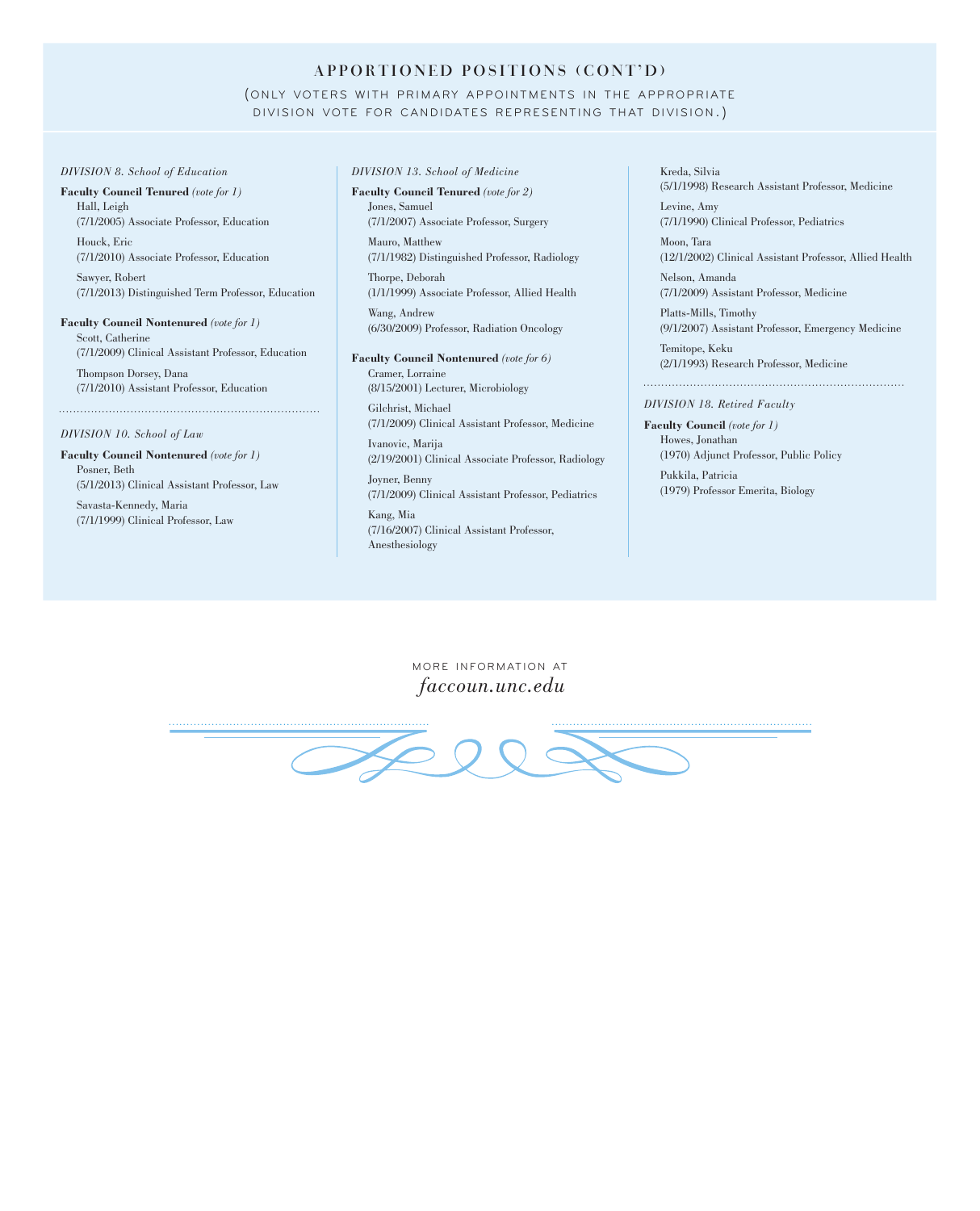## APPORTIONED POSITIONS (CONT'D)

(ONLY VOTERS WITH PRIMARY APPOINTMENTS IN THE APPROPRIATE DIVISION VOTE FOR CANDIDATES REPRESENTING THAT DIVISION.)

*DIVISION 8. School of Education*

**Faculty Council Tenured** *(vote for 1)*

Hall, Leigh
(7/1/2005) Associate Professor, Education

Houck, Eric
(7/1/2010) Associate Professor, Education

Sawyer, Robert
(7/1/2013) Distinguished Term Professor, Education

**Faculty Council Nonenured** *(vote for 1)*

Scott, Catherine
(7/1/2009) Clinical Assistant Professor, Education

Thompson Dorsey, Dana
(7/1/2010) Assistant Professor, Education

*DIVISION 10. School of Law*

**Faculty Council Nonenured** *(vote for 1)*

Posner, Beth
(5/1/2013) Clinical Assistant Professor, Law

Savasta-Kennedy, Maria
(7/1/1999) Clinical Professor, Law

*DIVISION 13. School of Medicine*

**Faculty Council Tenured** *(vote for 2)*

Jones, Samuel
(7/1/2007) Associate Professor, Surgery

Mauro, Matthew
(7/1/1982) Distinguished Professor, Radiology

Thorpe, Deborah
(1/1/1999) Associate Professor, Allied Health

Wang, Andrew
(6/30/2009) Professor, Radiation Oncology

**Faculty Council Nonenured** *(vote for 6)*

Cramer, Lorraine
(8/15/2001) Lecturer, Microbiology

Gilchrist, Michael
(7/1/2009) Clinical Assistant Professor, Medicine

Ivanovic, Marija
(2/19/2001) Clinical Associate Professor, Radiology

Joyner, Benny
(7/1/2009) Clinical Assistant Professor, Pediatrics

Kang, Mia
(7/16/2007) Clinical Assistant Professor, Anesthesiology

Kreda, Silvia
(5/1/1998) Research Assistant Professor, Medicine

Levine, Amy
(7/1/1990) Clinical Professor, Pediatrics

Moon, Tara
(12/1/2002) Clinical Assistant Professor, Allied Health

Nelson, Amanda
(7/1/2009) Assistant Professor, Medicine

Platts-Mills, Timothy
(9/1/2007) Assistant Professor, Emergency Medicine

Temitope, Keku
(2/1/1993) Research Professor, Medicine

*DIVISION 18. Retired Faculty*

**Faculty Council** *(vote for 1)*

Howes, Jonathan
(1970) Adjunct Professor, Public Policy

Pukkila, Patricia
(1979) Professor Emerita, Biology

MORE INFORMATION AT
*faccoun.unc.edu*